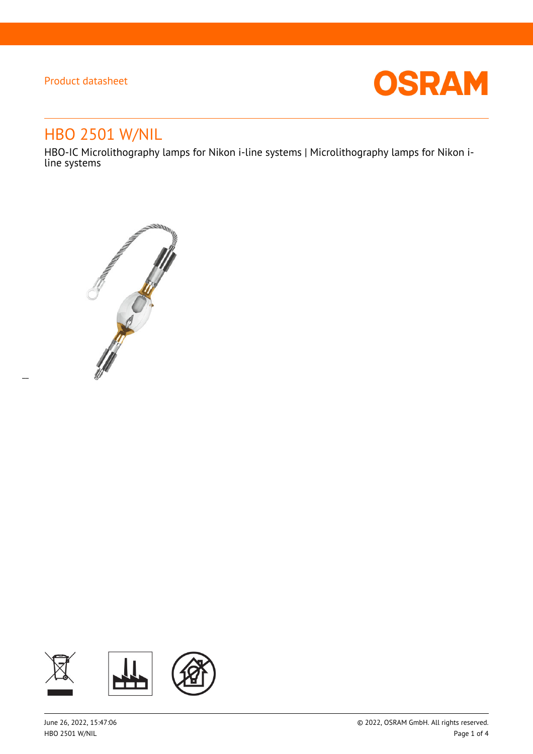Product datasheet

# HBO 2501 W/NIL

HBO-IC Microlithography lamps for Nikon i-line systems | Microlithography lamps for Nikon i-line systems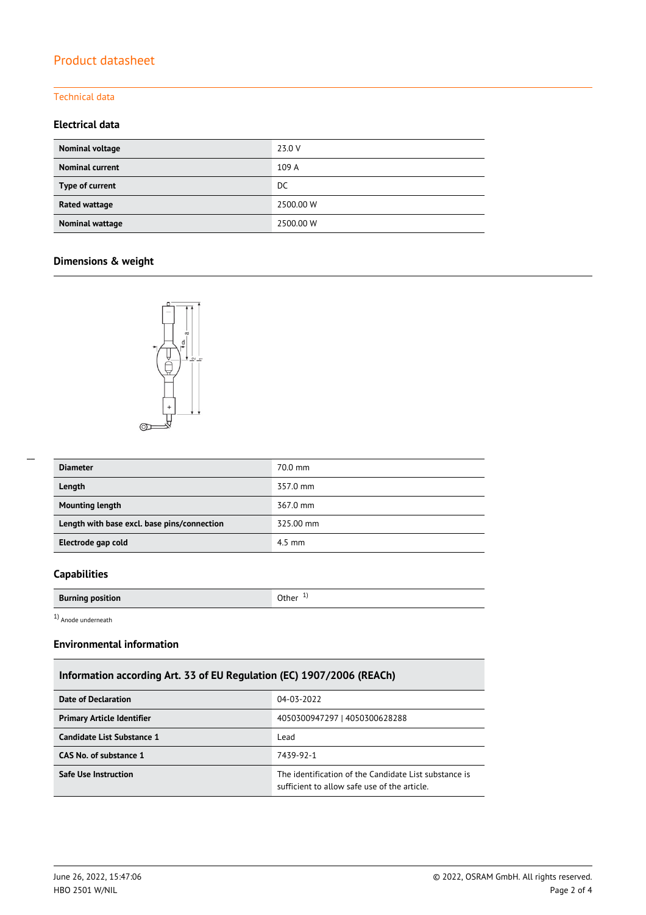# Product datasheet

## Technical data

### Electrical data

| | |
|---|---|
| **Nominal voltage** | 23.0 V |
| **Nominal current** | 109 A |
| **Type of current** | DC |
| **Rated wattage** | 2500.00 W |
| **Nominal wattage** | 2500.00 W |

### Dimensions & weight

| | |
|---|---|
| **Diameter** | 70.0 mm |
| **Length** | 357.0 mm |
| **Mounting length** | 367.0 mm |
| **Length with base excl. base pins/connection** | 325.00 mm |
| **Electrode gap cold** | 4.5 mm |

### Capabilities

| | |
|---|---|
| **Burning position** | Other [1] |

[1] Anode underneath

### Environmental information

| Information according Art. 33 of EU Regulation (EC) 1907/2006 (REACh) | |
|---|---|
| **Date of Declaration** | 04-03-2022 |
| **Primary Article Identifier** | 4050300947297 \| 4050300628288 |
| **Candidate List Substance 1** | Lead |
| **CAS No. of substance 1** | 7439-92-1 |
| **Safe Use Instruction** | The identification of the Candidate List substance is sufficient to allow safe use of the article. |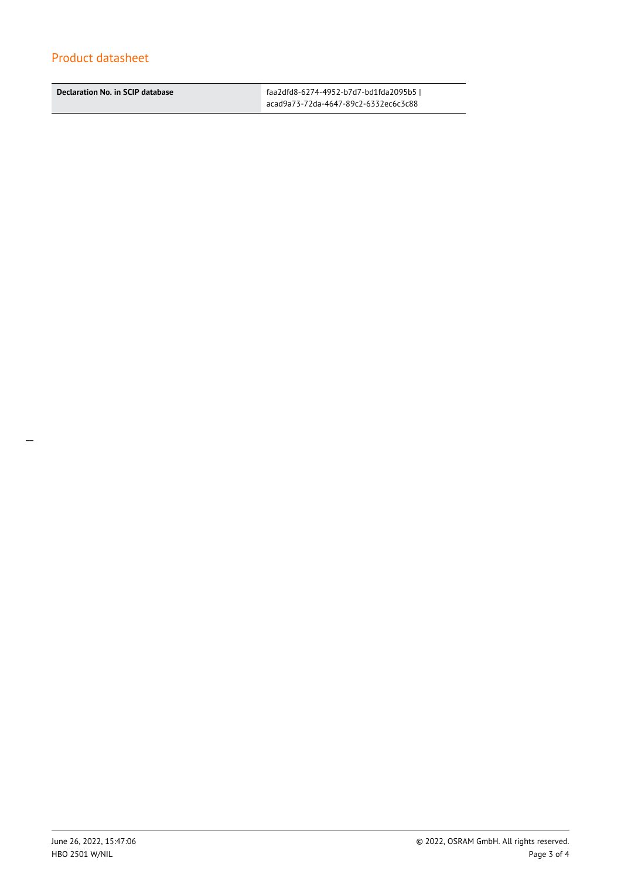| Declaration No. in SCIP database | faa2dfd8-6274-4952-b7d7-bd1fda2095b5 \| acad9a73-72da-4647-89c2-6332ec6c3c88 |
| --- | --- |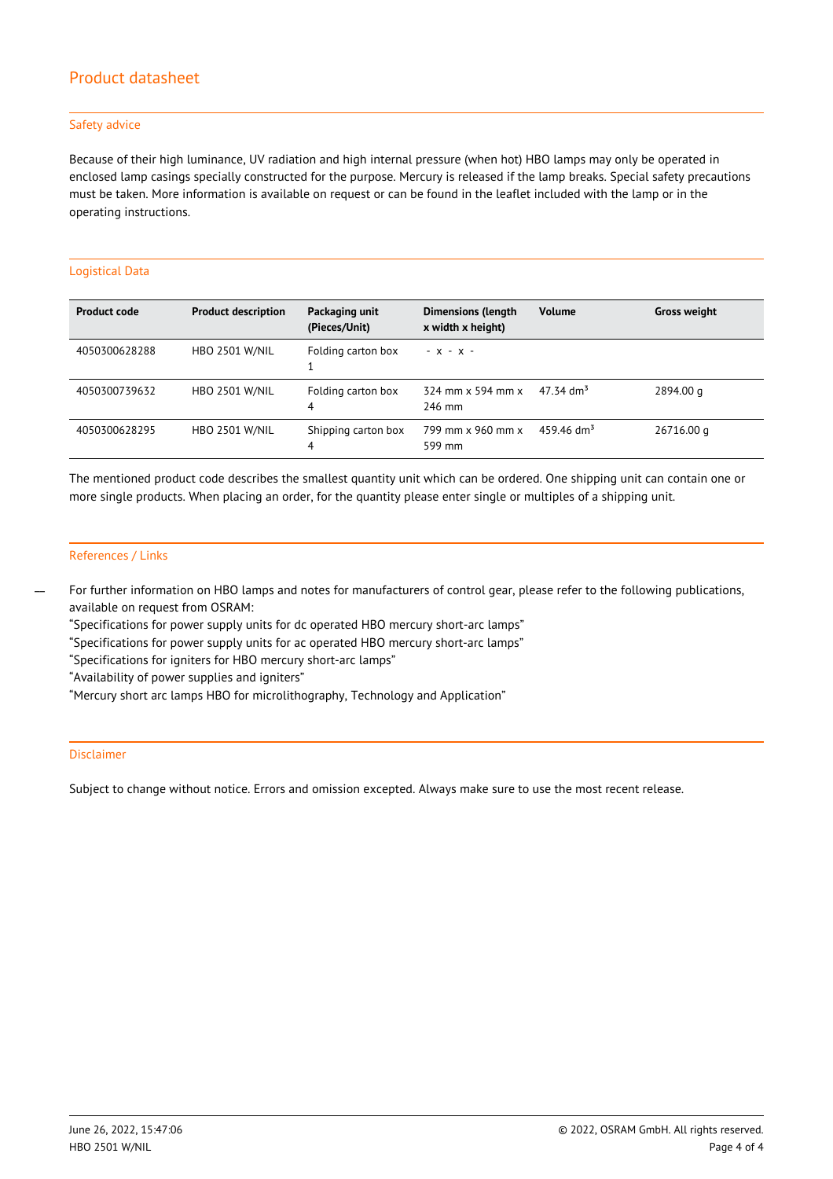# Product datasheet

## Safety advice

Because of their high luminance, UV radiation and high internal pressure (when hot) HBO lamps may only be operated in enclosed lamp casings specially constructed for the purpose. Mercury is released if the lamp breaks. Special safety precautions must be taken. More information is available on request or can be found in the leaflet included with the lamp or in the operating instructions.

## Logistical Data

| Product code | Product description | Packaging unit (Pieces/Unit) | Dimensions (length x width x height) | Volume | Gross weight |
|---|---|---|---|---|---|
| 4050300628288 | HBO 2501 W/NIL | Folding carton box 1 | - x - x - | | |
| 4050300739632 | HBO 2501 W/NIL | Folding carton box 4 | 324 mm x 594 mm x 246 mm | 47.34 $dm^3$ | 2894.00 g |
| 4050300628295 | HBO 2501 W/NIL | Shipping carton box 4 | 799 mm x 960 mm x 599 mm | 459.46 $dm^3$ | 26716.00 g |

The mentioned product code describes the smallest quantity unit which can be ordered. One shipping unit can contain one or more single products. When placing an order, for the quantity please enter single or multiples of a shipping unit.

## References / Links

— For further information on HBO lamps and notes for manufacturers of control gear, please refer to the following publications, available on request from OSRAM:
"Specifications for power supply units for dc operated HBO mercury short-arc lamps"
"Specifications for power supply units for ac operated HBO mercury short-arc lamps"
"Specifications for igniters for HBO mercury short-arc lamps"
"Availability of power supplies and igniters"
"Mercury short arc lamps HBO for microlithography, Technology and Application"

## Disclaimer

Subject to change without notice. Errors and omission excepted. Always make sure to use the most recent release.